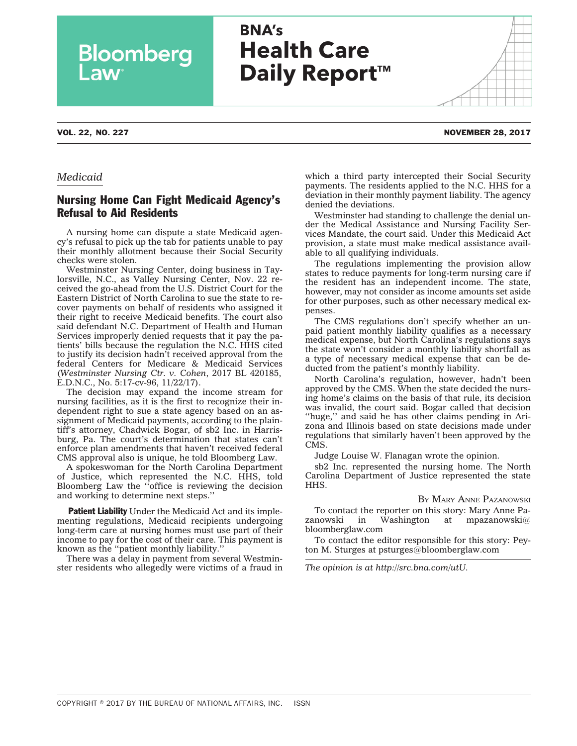# BNA's Health Care Daily Report™

**VOL. 22, NO. 227** **NOVEMBER 28, 2017**

*Medicaid*

## Nursing Home Can Fight Medicaid Agency's Refusal to Aid Residents

A nursing home can dispute a state Medicaid agency's refusal to pick up the tab for patients unable to pay their monthly allotment because their Social Security checks were stolen.

Westminster Nursing Center, doing business in Taylorsville, N.C., as Valley Nursing Center, Nov. 22 received the go-ahead from the U.S. District Court for the Eastern District of North Carolina to sue the state to recover payments on behalf of residents who assigned it their right to receive Medicaid benefits. The court also said defendant N.C. Department of Health and Human Services improperly denied requests that it pay the patients' bills because the regulation the N.C. HHS cited to justify its decision hadn't received approval from the federal Centers for Medicare & Medicaid Services (*Westminster Nursing Ctr. v. Cohen*, 2017 BL 420185, E.D.N.C., No. 5:17-cv-96, 11/22/17).

The decision may expand the income stream for nursing facilities, as it is the first to recognize their independent right to sue a state agency based on an assignment of Medicaid payments, according to the plaintiff's attorney, Chadwick Bogar, of sb2 Inc. in Harrisburg, Pa. The court's determination that states can't enforce plan amendments that haven't received federal CMS approval also is unique, he told Bloomberg Law.

A spokeswoman for the North Carolina Department of Justice, which represented the N.C. HHS, told Bloomberg Law the ''office is reviewing the decision and working to determine next steps.''

**Patient Liability** Under the Medicaid Act and its implementing regulations, Medicaid recipients undergoing long-term care at nursing homes must use part of their income to pay for the cost of their care. This payment is known as the ''patient monthly liability.''

There was a delay in payment from several Westminster residents who allegedly were victims of a fraud in which a third party intercepted their Social Security payments. The residents applied to the N.C. HHS for a deviation in their monthly payment liability. The agency denied the deviations.

Westminster had standing to challenge the denial under the Medical Assistance and Nursing Facility Services Mandate, the court said. Under this Medicaid Act provision, a state must make medical assistance available to all qualifying individuals.

The regulations implementing the provision allow states to reduce payments for long-term nursing care if the resident has an independent income. The state, however, may not consider as income amounts set aside for other purposes, such as other necessary medical expenses.

The CMS regulations don't specify whether an unpaid patient monthly liability qualifies as a necessary medical expense, but North Carolina's regulations says the state won't consider a monthly liability shortfall as a type of necessary medical expense that can be deducted from the patient's monthly liability.

North Carolina's regulation, however, hadn't been approved by the CMS. When the state decided the nursing home's claims on the basis of that rule, its decision was invalid, the court said. Bogar called that decision ''huge,'' and said he has other claims pending in Arizona and Illinois based on state decisions made under regulations that similarly haven't been approved by the CMS.

Judge Louise W. Flanagan wrote the opinion.

sb2 Inc. represented the nursing home. The North Carolina Department of Justice represented the state HHS.

By Mary Anne Pazanowski

To contact the reporter on this story: Mary Anne Pazanowski in Washington at mpazanowski@bloomberglaw.com

To contact the editor responsible for this story: Peyton M. Sturges at psturges@bloomberglaw.com

*The opinion is at http://src.bna.com/utU.*

COPYRIGHT © 2017 BY THE BUREAU OF NATIONAL AFFAIRS, INC. ISSN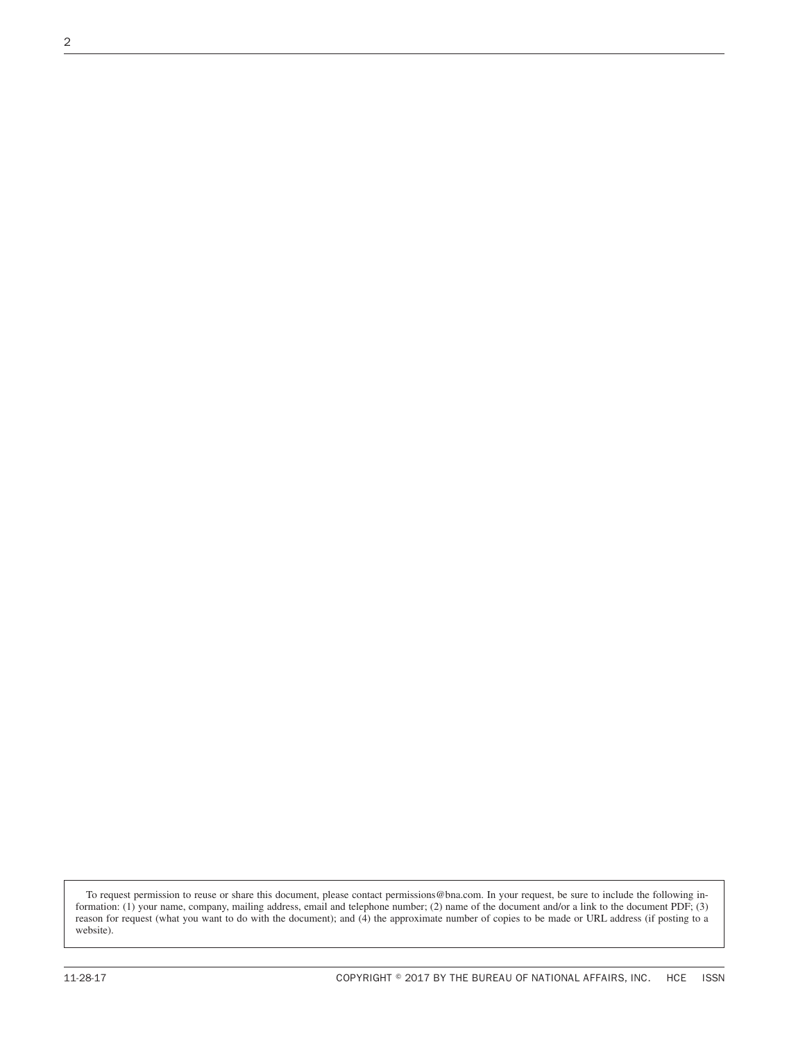To request permission to reuse or share this document, please contact permissions@bna.com. In your request, be sure to include the following information: (1) your name, company, mailing address, email and telephone number; (2) name of the document and/or a link to the document PDF; (3) reason for request (what you want to do with the document); and (4) the approximate number of copies to be made or URL address (if posting to a website).